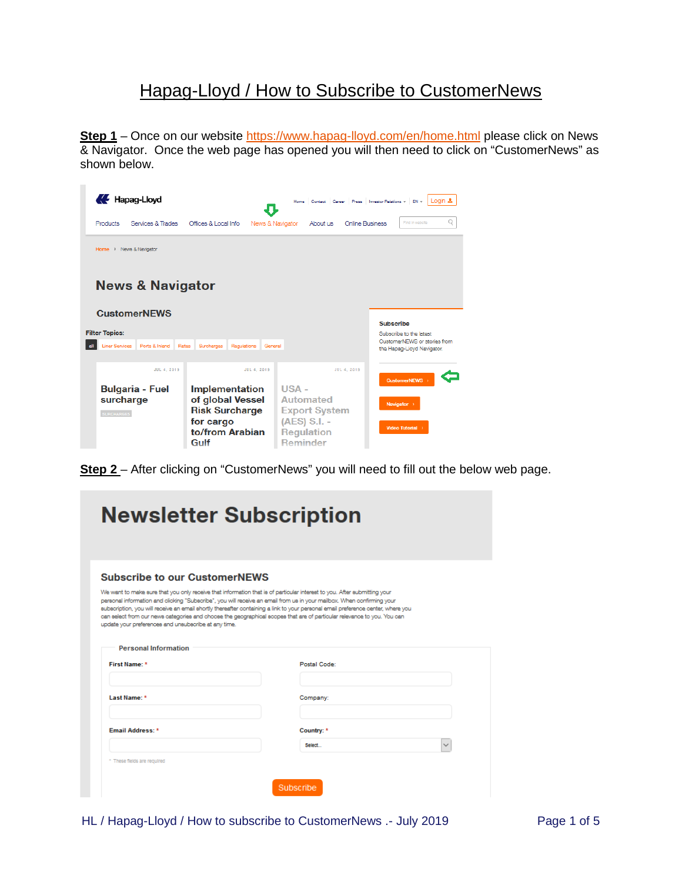# Hapag-Lloyd / How to Subscribe to CustomerNews

**Step 1** – Once on our website https://www.hapag-lloyd.com/en/home.html please click on News & Navigator. Once the web page has opened you will then need to click on "CustomerNews" as shown below.

Hapag-Lloyd

Home | Contact | Career | Press | Investor Relations | EN | Login

Products | Services & Trades | Offices & Local Info | News & Navigator | About us | Online Business

Home › News & Navigator

## News & Navigator

### CustomerNEWS

Filter Topics: all | Liner Services | Ports & Inland | Rates | Surcharges | Regulations | General

JUL 4, 2019 — Bulgaria - Fuel surcharge (SURCHARGES)

JUL 4, 2019 — Implementation of global Vessel Risk Surcharge for cargo to/from Arabian Gulf

JUL 4, 2019 — USA - Automated Export System (AES) S.I. - Regulation Reminder

**Subscribe**

Subscribe to the latest CustomerNEWS or stories from the Hapag-Lloyd Navigator

CustomerNEWS ›

Navigator ›

Video Tutorial ›

**Step 2** – After clicking on "CustomerNews" you will need to fill out the below web page.

## Newsletter Subscription

### Subscribe to our CustomerNEWS

We want to make sure that you only receive that information that is of particular interest to you. After submitting your personal information and clicking "Subscribe", you will receive an email from us in your mailbox. When confirming your subscription, you will receive an email shortly thereafter containing a link to your personal email preference center, where you can select from our news categories and choose the geographical scopes that are of particular relevance to you. You can update your preferences and unsubscribe at any time.

**Personal Information**

First Name: * | Postal Code:

Last Name: * | Company:

Email Address: * | Country: * Select...

* These fields are required

Subscribe

HL / Hapag-Lloyd / How to subscribe to CustomerNews .- July 2019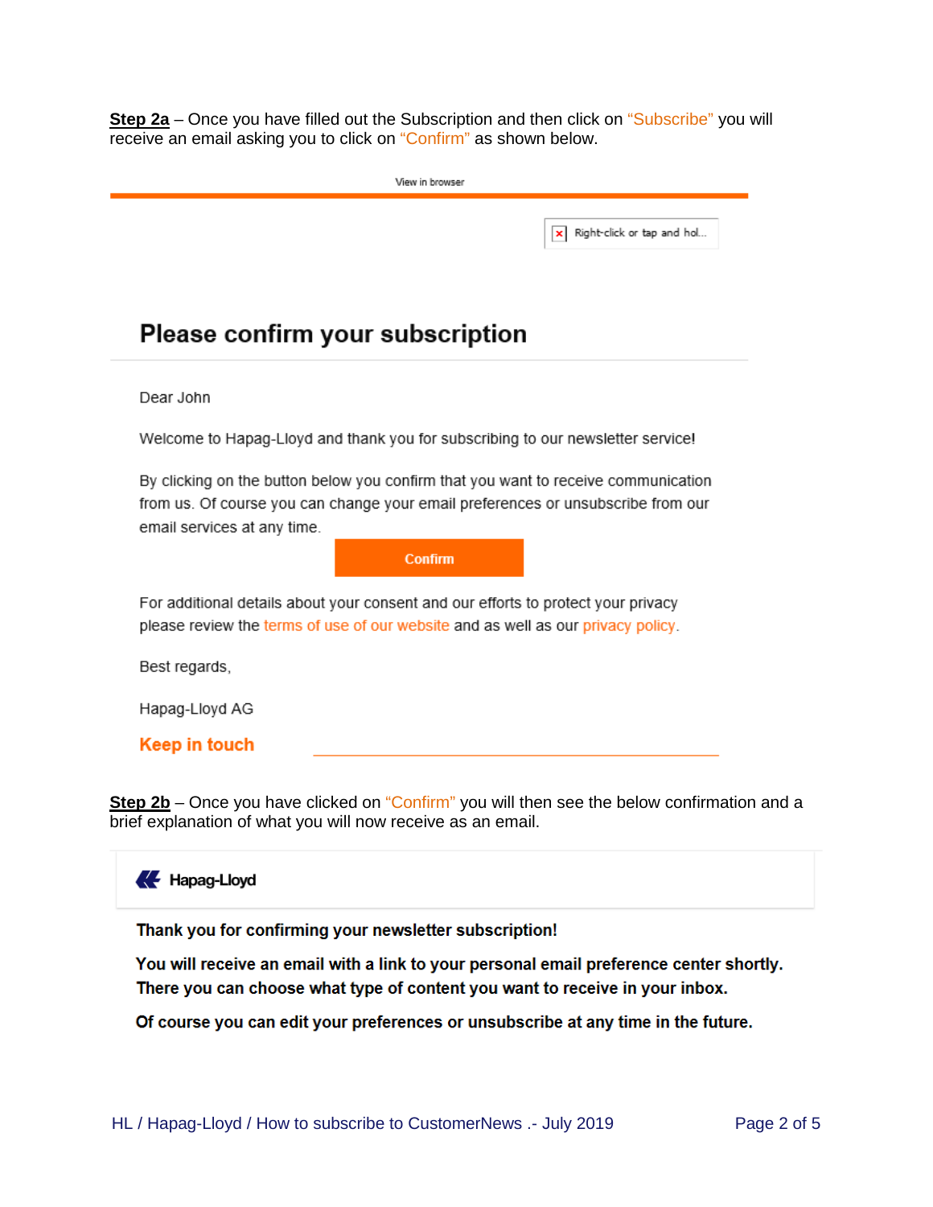**Step 2a** – Once you have filled out the Subscription and then click on "Subscribe" you will receive an email asking you to click on "Confirm" as shown below.

View in browser

Right-click or tap and hol...

## Please confirm your subscription

Dear John

Welcome to Hapag-Lloyd and thank you for subscribing to our newsletter service!

By clicking on the button below you confirm that you want to receive communication from us. Of course you can change your email preferences or unsubscribe from our email services at any time.

Confirm

For additional details about your consent and our efforts to protect your privacy please review the terms of use of our website and as well as our privacy policy.

Best regards,

Hapag-Lloyd AG

**Keep in touch**

**Step 2b** – Once you have clicked on "Confirm" you will then see the below confirmation and a brief explanation of what you will now receive as an email.

Hapag-Lloyd

**Thank you for confirming your newsletter subscription!**

**You will receive an email with a link to your personal email preference center shortly. There you can choose what type of content you want to receive in your inbox.**

**Of course you can edit your preferences or unsubscribe at any time in the future.**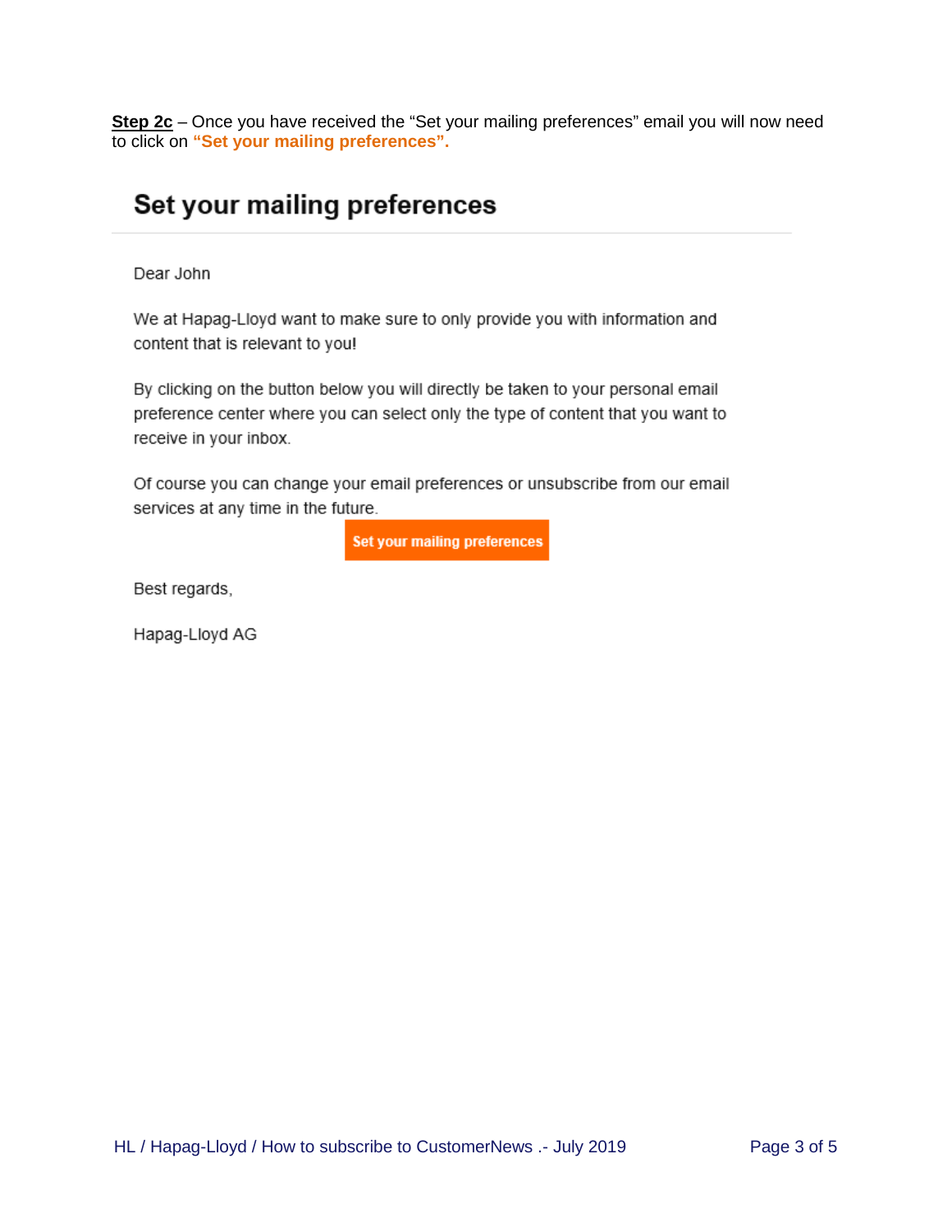**Step 2c** – Once you have received the "Set your mailing preferences" email you will now need to click on **"Set your mailing preferences".**

## Set your mailing preferences

Dear John

We at Hapag-Lloyd want to make sure to only provide you with information and content that is relevant to you!

By clicking on the button below you will directly be taken to your personal email preference center where you can select only the type of content that you want to receive in your inbox.

Of course you can change your email preferences or unsubscribe from our email services at any time in the future.

**Set your mailing preferences**

Best regards,

Hapag-Lloyd AG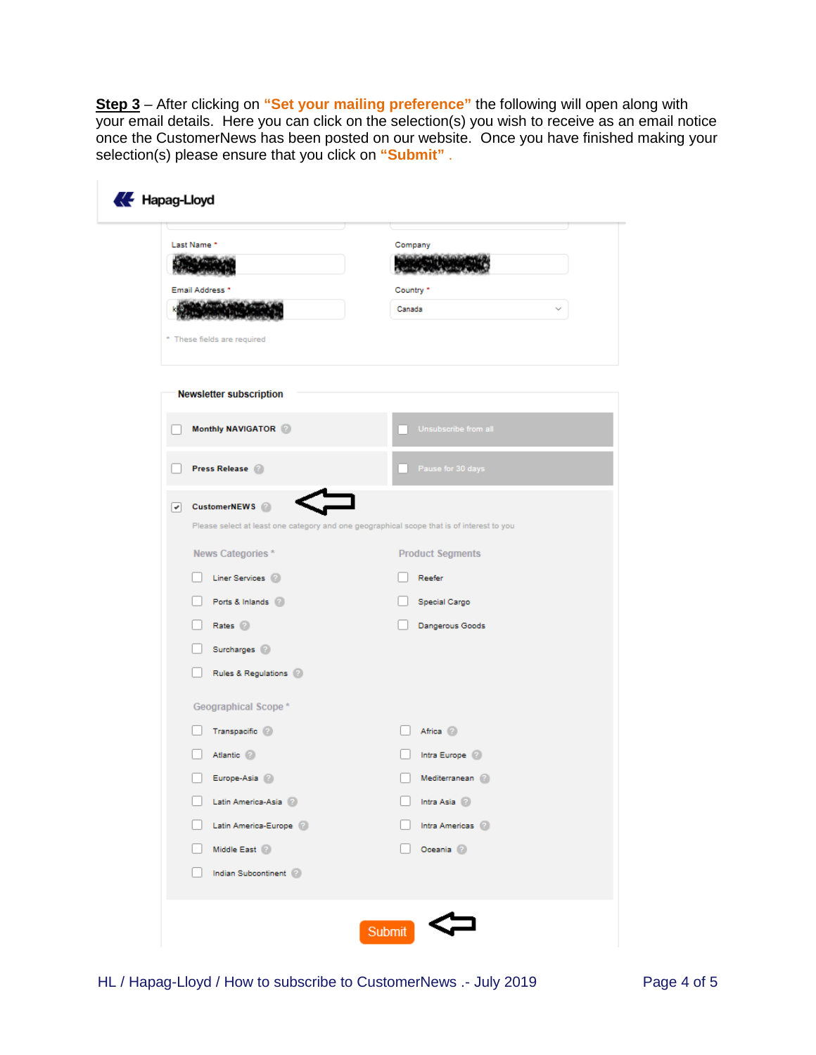**Step 3** – After clicking on **"Set your mailing preference"** the following will open along with your email details. Here you can click on the selection(s) you wish to receive as an email notice once the CustomerNews has been posted on our website. Once you have finished making your selection(s) please ensure that you click on **"Submit"** .

Hapag-Lloyd

Last Name *

Company

Email Address *

Country *

Canada

\* These fields are required

**Newsletter subscription**

- [ ] Monthly NAVIGATOR
- [ ] Unsubscribe from all
- [ ] Press Release
- [ ] Pause for 30 days
- [x] CustomerNEWS

Please select at least one category and one geographical scope that is of interest to you

News Categories *

- [ ] Liner Services
- [ ] Ports & Inlands
- [ ] Rates
- [ ] Surcharges
- [ ] Rules & Regulations

Product Segments

- [ ] Reefer
- [ ] Special Cargo
- [ ] Dangerous Goods

Geographical Scope *

- [ ] Transpacific
- [ ] Atlantic
- [ ] Europe-Asia
- [ ] Latin America-Asia
- [ ] Latin America-Europe
- [ ] Middle East
- [ ] Indian Subcontinent
- [ ] Africa
- [ ] Intra Europe
- [ ] Mediterranean
- [ ] Intra Asia
- [ ] Intra Americas
- [ ] Oceania

Submit

HL / Hapag-Lloyd / How to subscribe to CustomerNews .- July 2019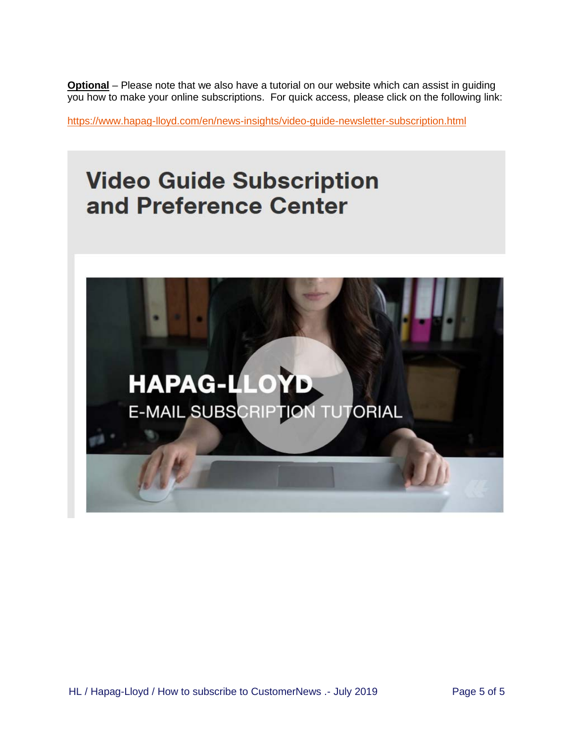**Optional** – Please note that we also have a tutorial on our website which can assist in guiding you how to make your online subscriptions. For quick access, please click on the following link:

https://www.hapag-lloyd.com/en/news-insights/video-guide-newsletter-subscription.html

## Video Guide Subscription and Preference Center

HAPAG-LLOYD

E-MAIL SUBSCRIPTION TUTORIAL